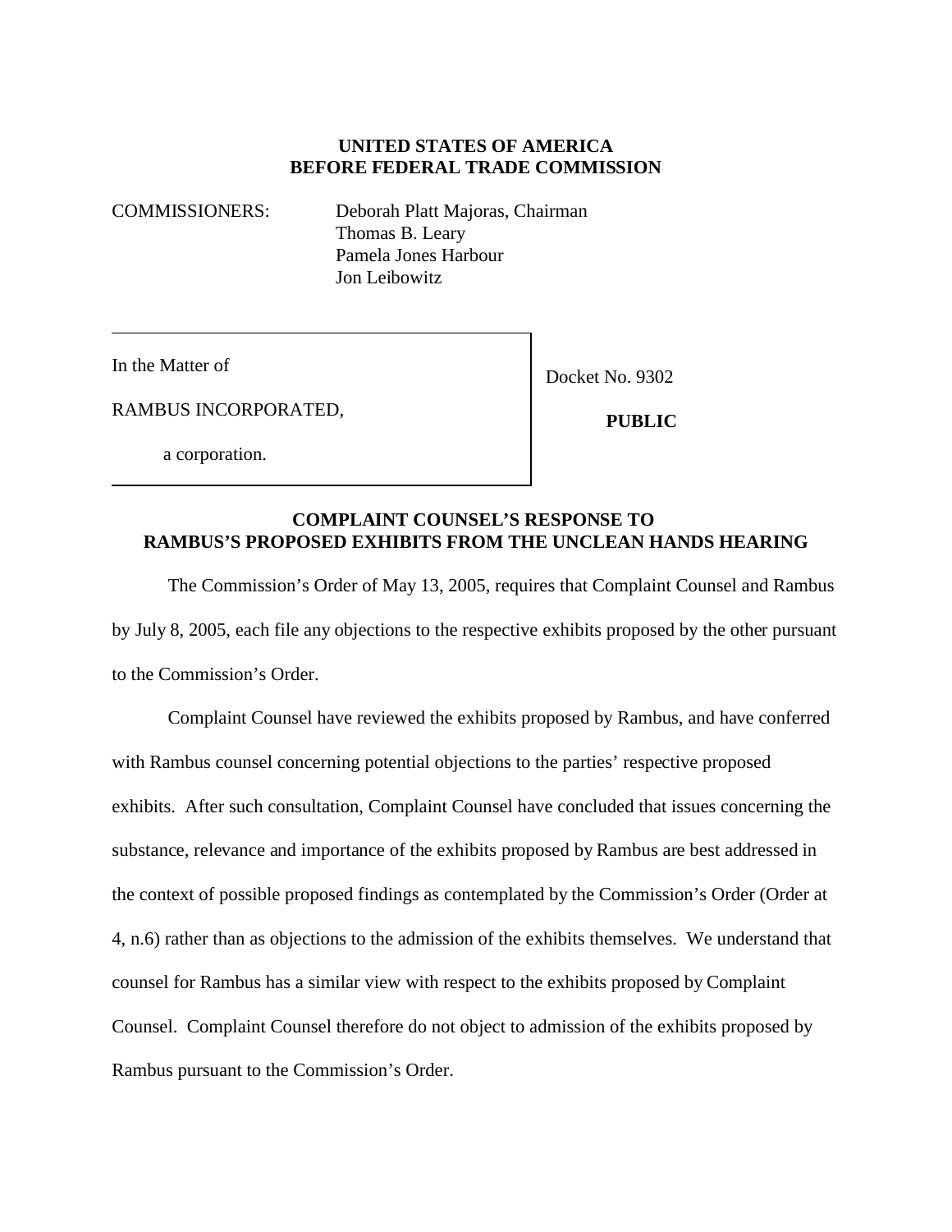**UNITED STATES OF AMERICA**
**BEFORE FEDERAL TRADE COMMISSION**

COMMISSIONERS: Deborah Platt Majoras, Chairman
Thomas B. Leary
Pamela Jones Harbour
Jon Leibowitz

| In the Matter of RAMBUS INCORPORATED, a corporation. | Docket No. 9302 **PUBLIC** |
|---|---|

**COMPLAINT COUNSEL'S RESPONSE TO RAMBUS'S PROPOSED EXHIBITS FROM THE UNCLEAN HANDS HEARING**

The Commission's Order of May 13, 2005, requires that Complaint Counsel and Rambus by July 8, 2005, each file any objections to the respective exhibits proposed by the other pursuant to the Commission's Order.

Complaint Counsel have reviewed the exhibits proposed by Rambus, and have conferred with Rambus counsel concerning potential objections to the parties' respective proposed exhibits. After such consultation, Complaint Counsel have concluded that issues concerning the substance, relevance and importance of the exhibits proposed by Rambus are best addressed in the context of possible proposed findings as contemplated by the Commission's Order (Order at 4, n.6) rather than as objections to the admission of the exhibits themselves. We understand that counsel for Rambus has a similar view with respect to the exhibits proposed by Complaint Counsel. Complaint Counsel therefore do not object to admission of the exhibits proposed by Rambus pursuant to the Commission's Order.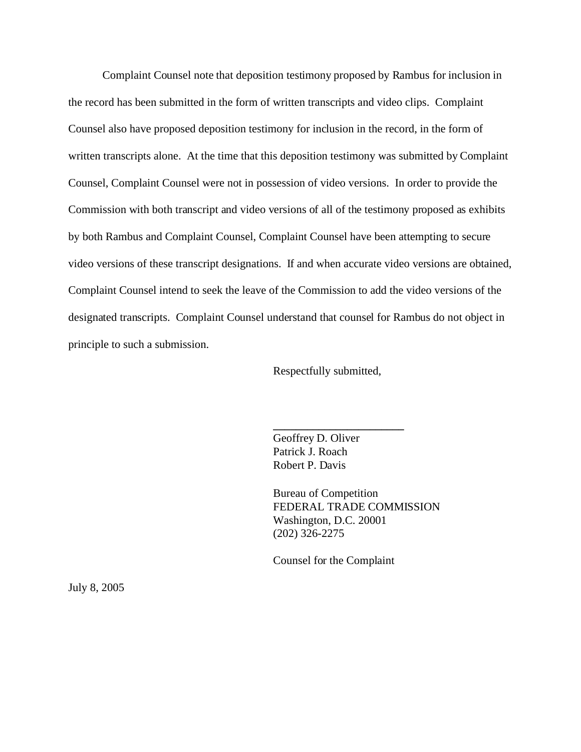Complaint Counsel note that deposition testimony proposed by Rambus for inclusion in the record has been submitted in the form of written transcripts and video clips. Complaint Counsel also have proposed deposition testimony for inclusion in the record, in the form of written transcripts alone. At the time that this deposition testimony was submitted by Complaint Counsel, Complaint Counsel were not in possession of video versions. In order to provide the Commission with both transcript and video versions of all of the testimony proposed as exhibits by both Rambus and Complaint Counsel, Complaint Counsel have been attempting to secure video versions of these transcript designations. If and when accurate video versions are obtained, Complaint Counsel intend to seek the leave of the Commission to add the video versions of the designated transcripts. Complaint Counsel understand that counsel for Rambus do not object in principle to such a submission.

Respectfully submitted,

\_\_\_\_\_\_\_\_\_\_\_\_\_\_\_\_\_\_\_\_\_\_\_\_

Geoffrey D. Oliver
Patrick J. Roach
Robert P. Davis

Bureau of Competition
FEDERAL TRADE COMMISSION
Washington, D.C. 20001
(202) 326-2275

Counsel for the Complaint

July 8, 2005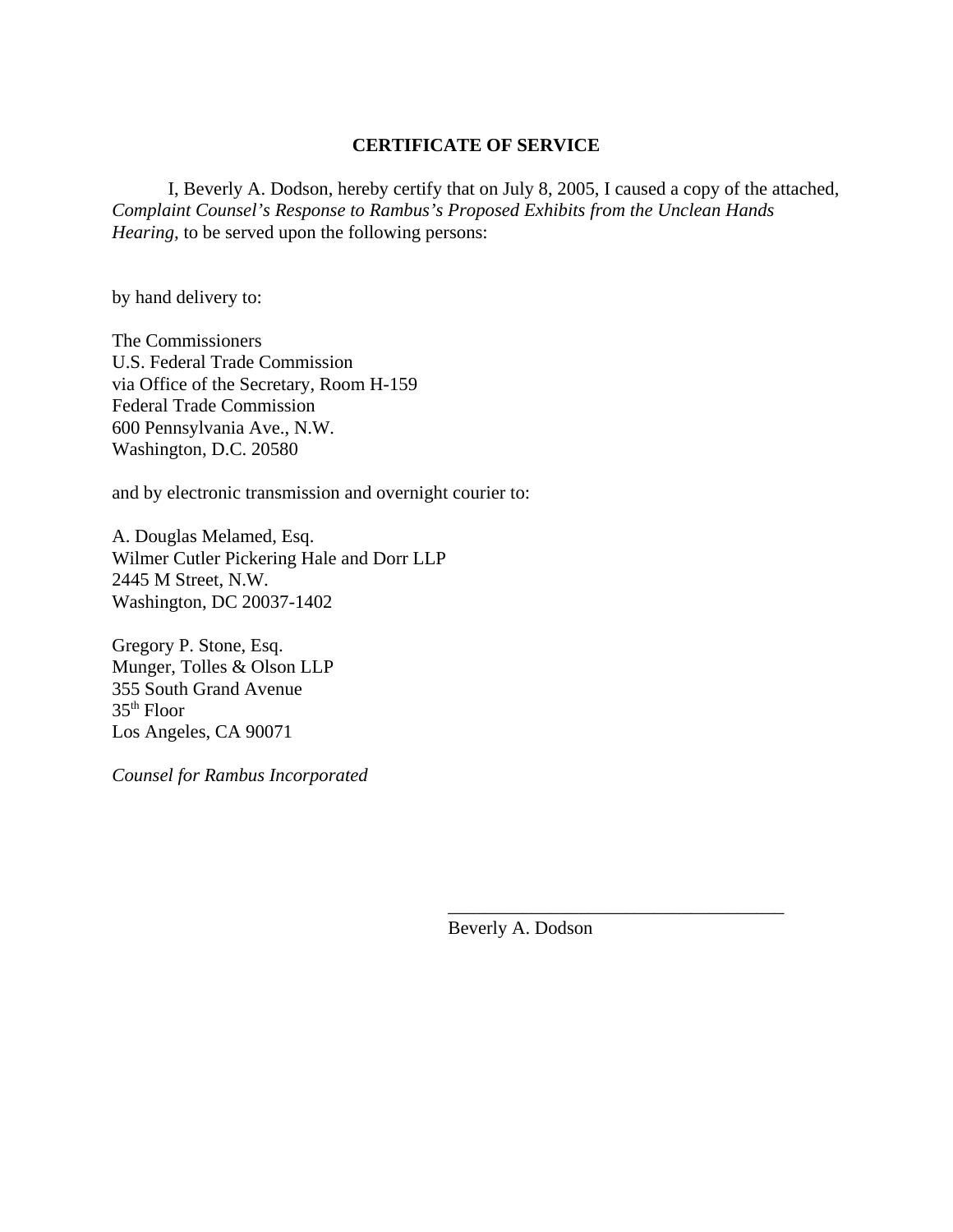**CERTIFICATE OF SERVICE**

I, Beverly A. Dodson, hereby certify that on July 8, 2005, I caused a copy of the attached, *Complaint Counsel's Response to Rambus's Proposed Exhibits from the Unclean Hands Hearing,* to be served upon the following persons:

by hand delivery to:

The Commissioners
U.S. Federal Trade Commission
via Office of the Secretary, Room H-159
Federal Trade Commission
600 Pennsylvania Ave., N.W.
Washington, D.C. 20580

and by electronic transmission and overnight courier to:

A. Douglas Melamed, Esq.
Wilmer Cutler Pickering Hale and Dorr LLP
2445 M Street, N.W.
Washington, DC 20037-1402

Gregory P. Stone, Esq.
Munger, Tolles & Olson LLP
355 South Grand Avenue
35th Floor
Los Angeles, CA 90071

*Counsel for Rambus Incorporated*

\_\_\_\_\_\_\_\_\_\_\_\_\_\_\_\_\_\_\_\_\_\_\_\_\_\_\_\_\_\_\_\_\_\_\_\_\_\_
Beverly A. Dodson